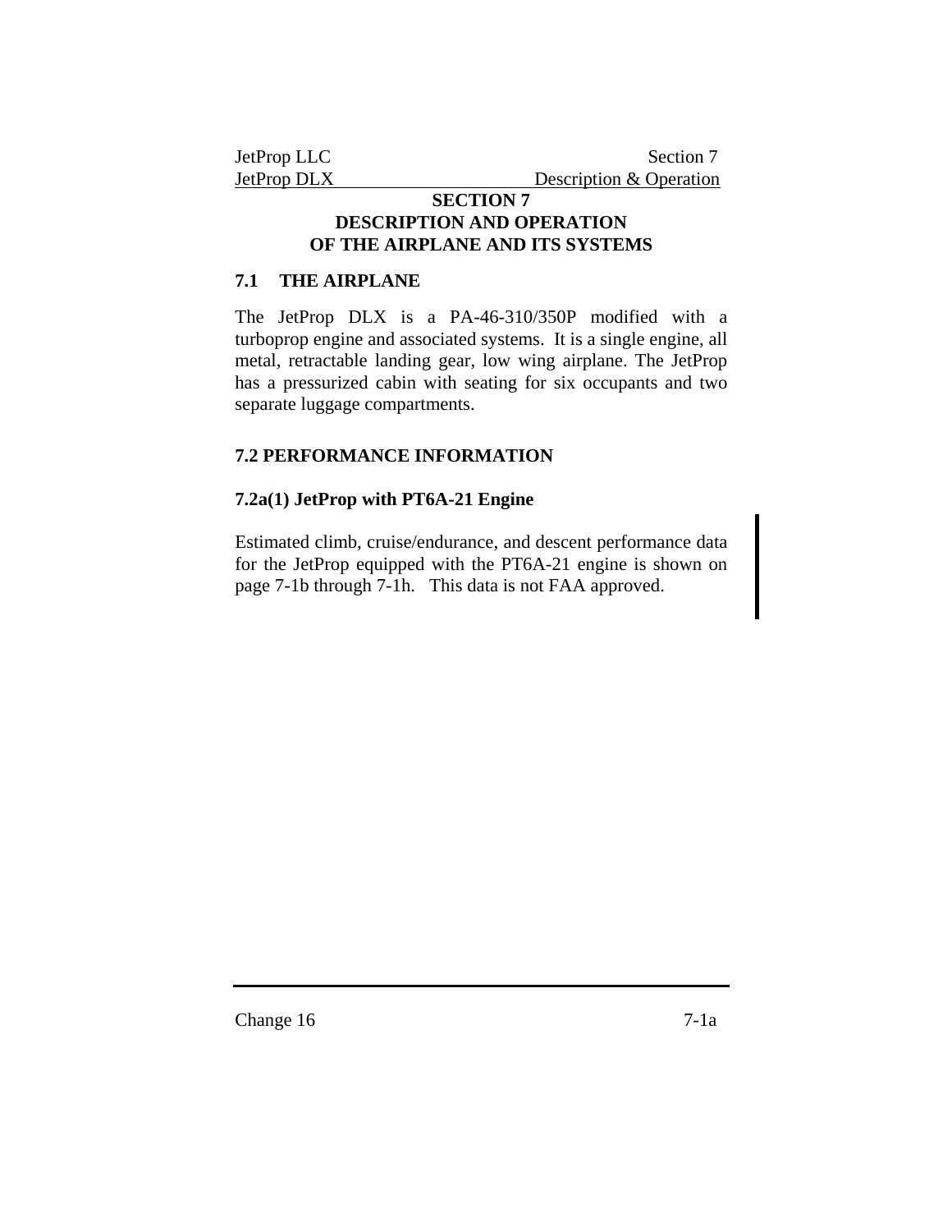# SECTION 7
# DESCRIPTION AND OPERATION
# OF THE AIRPLANE AND ITS SYSTEMS

## 7.1 THE AIRPLANE

The JetProp DLX is a PA-46-310/350P modified with a turboprop engine and associated systems. It is a single engine, all metal, retractable landing gear, low wing airplane. The JetProp has a pressurized cabin with seating for six occupants and two separate luggage compartments.

## 7.2 PERFORMANCE INFORMATION

### 7.2a(1) JetProp with PT6A-21 Engine

Estimated climb, cruise/endurance, and descent performance data for the JetProp equipped with the PT6A-21 engine is shown on page 7-1b through 7-1h. This data is not FAA approved.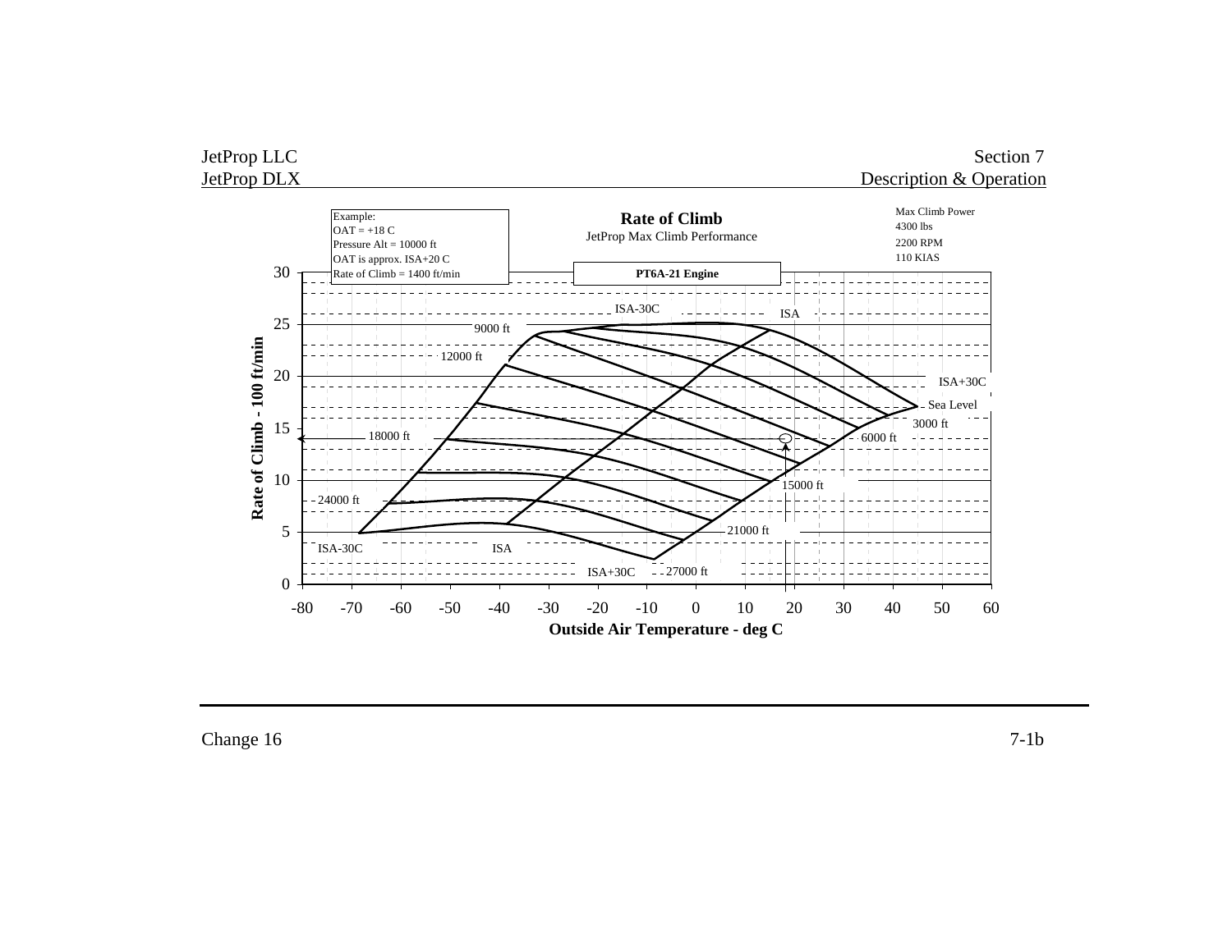# Rate of Climb

JetProp Max Climb Performance

**PT6A-21 Engine**

Max Climb Power
4300 lbs
2200 RPM
110 KIAS

Example:
OAT = +18 C
Pressure Alt = 10000 ft
OAT is approx. ISA+20 C
Rate of Climb = 1400 ft/min

Rate of Climb - 100 ft/min

Outside Air Temperature - deg C

ISA-30C, ISA, ISA+30C

Sea Level, 3000 ft, 6000 ft, 9000 ft, 12000 ft, 15000 ft, 18000 ft, 21000 ft, 24000 ft, 27000 ft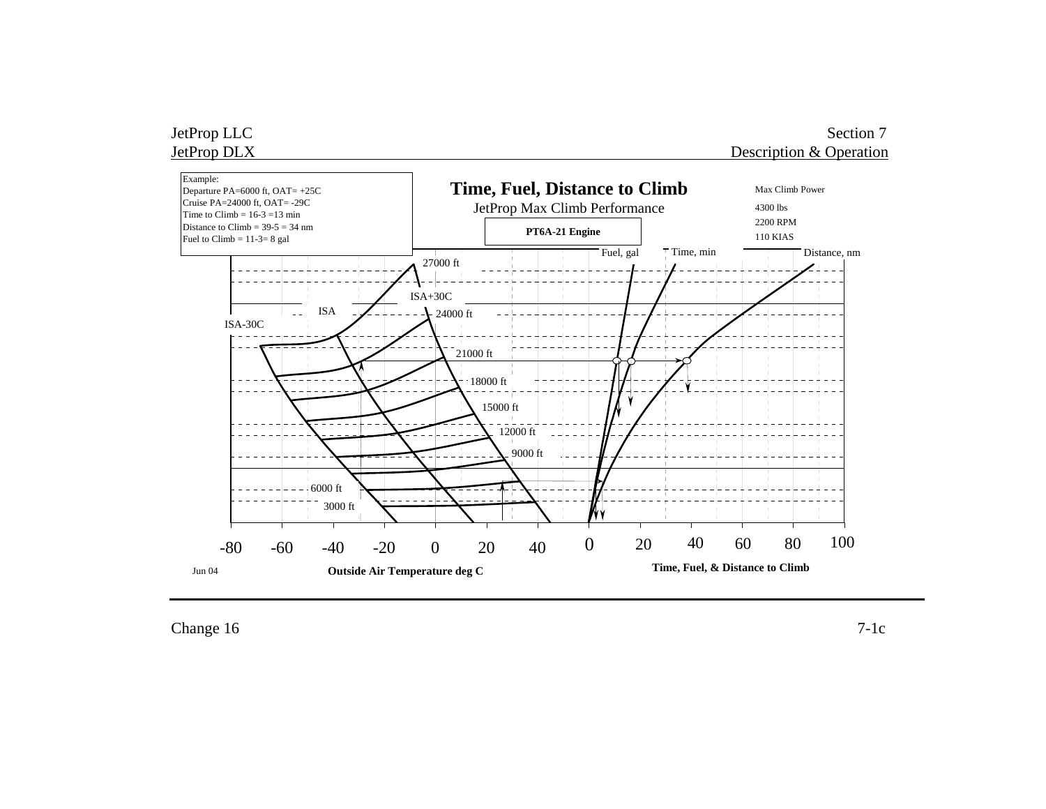**Example:**
Departure PA=6000 ft, OAT= +25C
Cruise PA=24000 ft, OAT= -29C
Time to Climb = 16-3 =13 min
Distance to Climb = 39-5 = 34 nm
Fuel to Climb = 11-3= 8 gal

# Time, Fuel, Distance to Climb

JetProp Max Climb Performance

**PT6A-21 Engine**

Max Climb Power
4300 lbs
2200 RPM
110 KIAS

Fuel, gal — Time, min — Distance, nm

27000 ft
ISA+30C
ISA
24000 ft
ISA-30C
21000 ft
18000 ft
15000 ft
12000 ft
9000 ft
6000 ft
3000 ft

-80 -60 -40 -20 0 20 40

**Outside Air Temperature deg C**

0 20 40 60 80 100

**Time, Fuel, & Distance to Climb**

Jun 04

Change 16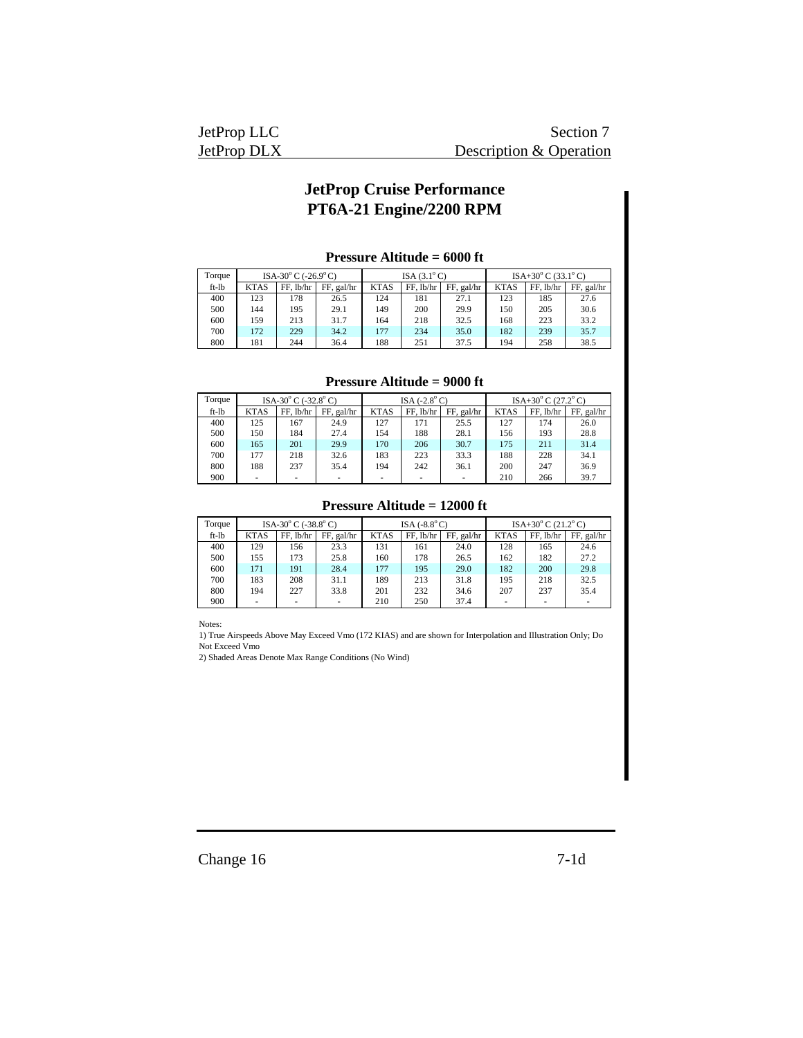# JetProp Cruise Performance
# PT6A-21 Engine/2200 RPM

### Pressure Altitude = 6000 ft

| Torque | ISA-30° C (-26.9° C) | | | ISA (3.1° C) | | | ISA+30° C (33.1° C) | | |
|---|---|---|---|---|---|---|---|---|---|
| ft-lb | KTAS | FF, lb/hr | FF, gal/hr | KTAS | FF, lb/hr | FF, gal/hr | KTAS | FF, lb/hr | FF, gal/hr |
| 400 | 123 | 178 | 26.5 | 124 | 181 | 27.1 | 123 | 185 | 27.6 |
| 500 | 144 | 195 | 29.1 | 149 | 200 | 29.9 | 150 | 205 | 30.6 |
| 600 | 159 | 213 | 31.7 | 164 | 218 | 32.5 | 168 | 223 | 33.2 |
| 700 | 172 | 229 | 34.2 | 177 | 234 | 35.0 | 182 | 239 | 35.7 |
| 800 | 181 | 244 | 36.4 | 188 | 251 | 37.5 | 194 | 258 | 38.5 |

### Pressure Altitude = 9000 ft

| Torque | ISA-30° C (-32.8° C) | | | ISA (-2.8° C) | | | ISA+30° C (27.2° C) | | |
|---|---|---|---|---|---|---|---|---|---|
| ft-lb | KTAS | FF, lb/hr | FF, gal/hr | KTAS | FF, lb/hr | FF, gal/hr | KTAS | FF, lb/hr | FF, gal/hr |
| 400 | 125 | 167 | 24.9 | 127 | 171 | 25.5 | 127 | 174 | 26.0 |
| 500 | 150 | 184 | 27.4 | 154 | 188 | 28.1 | 156 | 193 | 28.8 |
| 600 | 165 | 201 | 29.9 | 170 | 206 | 30.7 | 175 | 211 | 31.4 |
| 700 | 177 | 218 | 32.6 | 183 | 223 | 33.3 | 188 | 228 | 34.1 |
| 800 | 188 | 237 | 35.4 | 194 | 242 | 36.1 | 200 | 247 | 36.9 |
| 900 | - | - | - | - | - | - | 210 | 266 | 39.7 |

### Pressure Altitude = 12000 ft

| Torque | ISA-30° C (-38.8° C) | | | ISA (-8.8° C) | | | ISA+30° C (21.2° C) | | |
|---|---|---|---|---|---|---|---|---|---|
| ft-lb | KTAS | FF, lb/hr | FF, gal/hr | KTAS | FF, lb/hr | FF, gal/hr | KTAS | FF, lb/hr | FF, gal/hr |
| 400 | 129 | 156 | 23.3 | 131 | 161 | 24.0 | 128 | 165 | 24.6 |
| 500 | 155 | 173 | 25.8 | 160 | 178 | 26.5 | 162 | 182 | 27.2 |
| 600 | 171 | 191 | 28.4 | 177 | 195 | 29.0 | 182 | 200 | 29.8 |
| 700 | 183 | 208 | 31.1 | 189 | 213 | 31.8 | 195 | 218 | 32.5 |
| 800 | 194 | 227 | 33.8 | 201 | 232 | 34.6 | 207 | 237 | 35.4 |
| 900 | - | - | - | 210 | 250 | 37.4 | - | - | - |

Notes:

1) True Airspeeds Above May Exceed Vmo (172 KIAS) and are shown for Interpolation and Illustration Only; Do Not Exceed Vmo

2) Shaded Areas Denote Max Range Conditions (No Wind)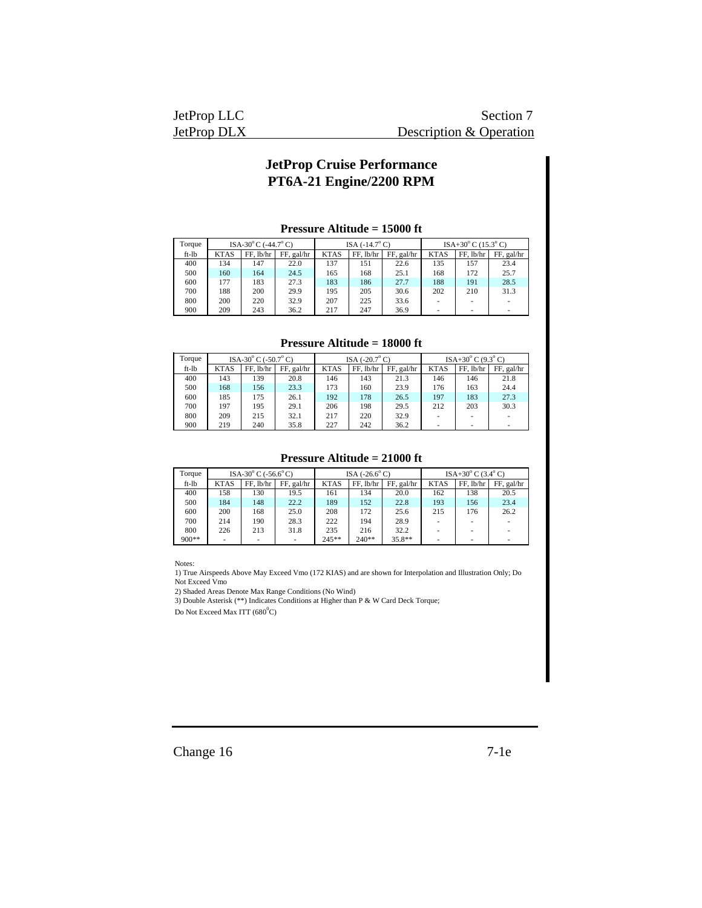# JetProp Cruise Performance
# PT6A-21 Engine/2200 RPM

### Pressure Altitude = 15000 ft

| Torque | ISA-30° C (-44.7° C) | | | ISA (-14.7° C) | | | ISA+30° C (15.3° C) | | |
|---|---|---|---|---|---|---|---|---|---|
| ft-lb | KTAS | FF, lb/hr | FF, gal/hr | KTAS | FF, lb/hr | FF, gal/hr | KTAS | FF, lb/hr | FF, gal/hr |
| 400 | 134 | 147 | 22.0 | 137 | 151 | 22.6 | 135 | 157 | 23.4 |
| 500 | 160 | 164 | 24.5 | 165 | 168 | 25.1 | 168 | 172 | 25.7 |
| 600 | 177 | 183 | 27.3 | 183 | 186 | 27.7 | 188 | 191 | 28.5 |
| 700 | 188 | 200 | 29.9 | 195 | 205 | 30.6 | 202 | 210 | 31.3 |
| 800 | 200 | 220 | 32.9 | 207 | 225 | 33.6 | - | - | - |
| 900 | 209 | 243 | 36.2 | 217 | 247 | 36.9 | - | - | - |

### Pressure Altitude = 18000 ft

| Torque | ISA-30° C (-50.7° C) | | | ISA (-20.7° C) | | | ISA+30° C (9.3° C) | | |
|---|---|---|---|---|---|---|---|---|---|
| ft-lb | KTAS | FF, lb/hr | FF, gal/hr | KTAS | FF, lb/hr | FF, gal/hr | KTAS | FF, lb/hr | FF, gal/hr |
| 400 | 143 | 139 | 20.8 | 146 | 143 | 21.3 | 146 | 146 | 21.8 |
| 500 | 168 | 156 | 23.3 | 173 | 160 | 23.9 | 176 | 163 | 24.4 |
| 600 | 185 | 175 | 26.1 | 192 | 178 | 26.5 | 197 | 183 | 27.3 |
| 700 | 197 | 195 | 29.1 | 206 | 198 | 29.5 | 212 | 203 | 30.3 |
| 800 | 209 | 215 | 32.1 | 217 | 220 | 32.9 | - | - | - |
| 900 | 219 | 240 | 35.8 | 227 | 242 | 36.2 | - | - | - |

### Pressure Altitude = 21000 ft

| Torque | ISA-30° C (-56.6° C) | | | ISA (-26.6° C) | | | ISA+30° C (3.4° C) | | |
|---|---|---|---|---|---|---|---|---|---|
| ft-lb | KTAS | FF, lb/hr | FF, gal/hr | KTAS | FF, lb/hr | FF, gal/hr | KTAS | FF, lb/hr | FF, gal/hr |
| 400 | 158 | 130 | 19.5 | 161 | 134 | 20.0 | 162 | 138 | 20.5 |
| 500 | 184 | 148 | 22.2 | 189 | 152 | 22.8 | 193 | 156 | 23.4 |
| 600 | 200 | 168 | 25.0 | 208 | 172 | 25.6 | 215 | 176 | 26.2 |
| 700 | 214 | 190 | 28.3 | 222 | 194 | 28.9 | - | - | - |
| 800 | 226 | 213 | 31.8 | 235 | 216 | 32.2 | - | - | - |
| 900** | - | - | - | 245** | 240** | 35.8** | - | - | - |

Notes:

1) True Airspeeds Above May Exceed Vmo (172 KIAS) and are shown for Interpolation and Illustration Only; Do Not Exceed Vmo

2) Shaded Areas Denote Max Range Conditions (No Wind)

3) Double Asterisk (**) Indicates Conditions at Higher than P & W Card Deck Torque; Do Not Exceed Max ITT (680°C)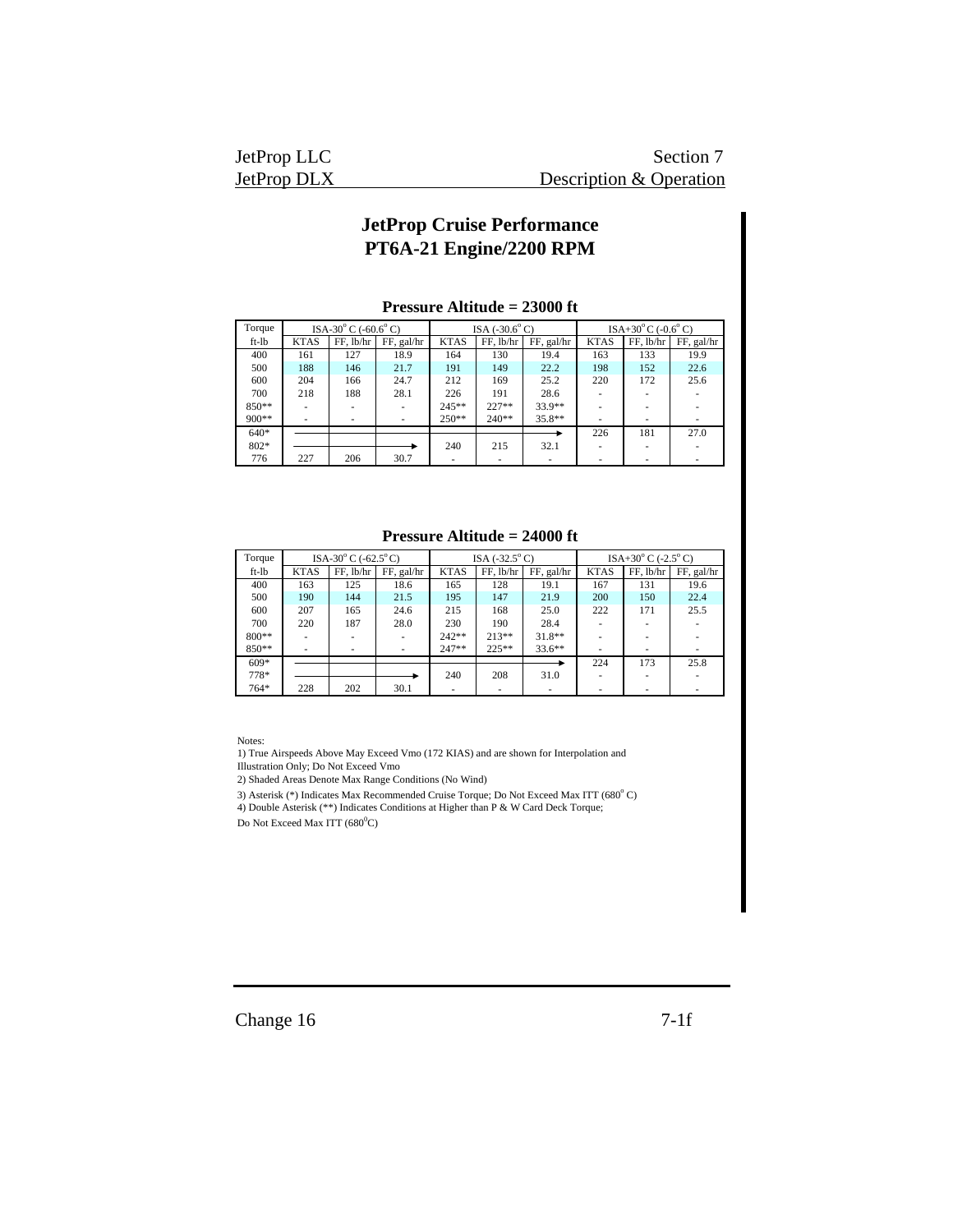# JetProp Cruise Performance
# PT6A-21 Engine/2200 RPM

### Pressure Altitude = 23000 ft

| Torque | ISA-30° C (-60.6° C) | | | ISA (-30.6° C) | | | ISA+30° C (-0.6° C) | | |
|---|---|---|---|---|---|---|---|---|---|
| ft-lb | KTAS | FF, lb/hr | FF, gal/hr | KTAS | FF, lb/hr | FF, gal/hr | KTAS | FF, lb/hr | FF, gal/hr |
| 400 | 161 | 127 | 18.9 | 164 | 130 | 19.4 | 163 | 133 | 19.9 |
| 500 | 188 | 146 | 21.7 | 191 | 149 | 22.2 | 198 | 152 | 22.6 |
| 600 | 204 | 166 | 24.7 | 212 | 169 | 25.2 | 220 | 172 | 25.6 |
| 700 | 218 | 188 | 28.1 | 226 | 191 | 28.6 | - | - | - |
| 850** | - | - | - | 245** | 227** | 33.9** | - | - | - |
| 900** | - | - | - | 250** | 240** | 35.8** | - | - | - |
| 640* | → | → | → | → | → | → | 226 | 181 | 27.0 |
| 802* | → | → | → | 240 | 215 | 32.1 | - | - | - |
| 776 | 227 | 206 | 30.7 | - | - | - | - | - | - |

### Pressure Altitude = 24000 ft

| Torque | ISA-30° C (-62.5° C) | | | ISA (-32.5° C) | | | ISA+30° C (-2.5° C) | | |
|---|---|---|---|---|---|---|---|---|---|
| ft-lb | KTAS | FF, lb/hr | FF, gal/hr | KTAS | FF, lb/hr | FF, gal/hr | KTAS | FF, lb/hr | FF, gal/hr |
| 400 | 163 | 125 | 18.6 | 165 | 128 | 19.1 | 167 | 131 | 19.6 |
| 500 | 190 | 144 | 21.5 | 195 | 147 | 21.9 | 200 | 150 | 22.4 |
| 600 | 207 | 165 | 24.6 | 215 | 168 | 25.0 | 222 | 171 | 25.5 |
| 700 | 220 | 187 | 28.0 | 230 | 190 | 28.4 | - | - | - |
| 800** | - | - | - | 242** | 213** | 31.8** | - | - | - |
| 850** | - | - | - | 247** | 225** | 33.6** | - | - | - |
| 609* | → | → | → | → | → | → | 224 | 173 | 25.8 |
| 778* | → | → | → | 240 | 208 | 31.0 | - | - | - |
| 764* | 228 | 202 | 30.1 | - | - | - | - | - | - |

Notes:

1) True Airspeeds Above May Exceed Vmo (172 KIAS) and are shown for Interpolation and Illustration Only; Do Not Exceed Vmo

2) Shaded Areas Denote Max Range Conditions (No Wind)

3) Asterisk (*) Indicates Max Recommended Cruise Torque; Do Not Exceed Max ITT (680° C)

4) Double Asterisk (**) Indicates Conditions at Higher than P & W Card Deck Torque; Do Not Exceed Max ITT (680°C)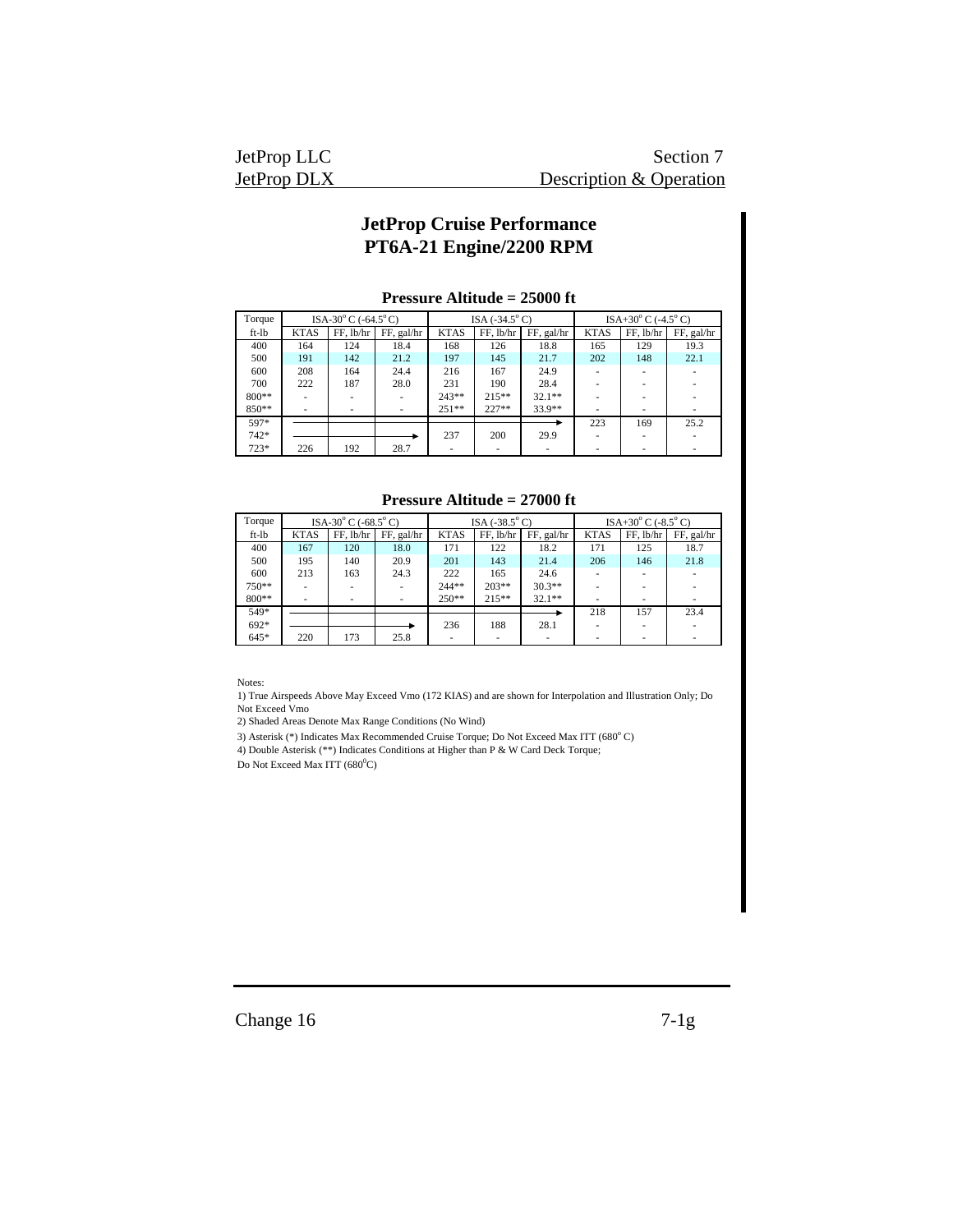# JetProp Cruise Performance
# PT6A-21 Engine/2200 RPM

### Pressure Altitude = 25000 ft

| Torque | ISA-30° C (-64.5° C) | | | ISA (-34.5° C) | | | ISA+30° C (-4.5° C) | | |
|---|---|---|---|---|---|---|---|---|---|
| ft-lb | KTAS | FF, lb/hr | FF, gal/hr | KTAS | FF, lb/hr | FF, gal/hr | KTAS | FF, lb/hr | FF, gal/hr |
| 400 | 164 | 124 | 18.4 | 168 | 126 | 18.8 | 165 | 129 | 19.3 |
| 500 | 191 | 142 | 21.2 | 197 | 145 | 21.7 | 202 | 148 | 22.1 |
| 600 | 208 | 164 | 24.4 | 216 | 167 | 24.9 | - | - | - |
| 700 | 222 | 187 | 28.0 | 231 | 190 | 28.4 | - | - | - |
| 800** | - | - | - | 243** | 215** | 32.1** | - | - | - |
| 850** | - | - | - | 251** | 227** | 33.9** | - | - | - |
| 597* | → | → | → | → | → | → | 223 | 169 | 25.2 |
| 742* | → | → | → | 237 | 200 | 29.9 | - | - | - |
| 723* | 226 | 192 | 28.7 | - | - | - | - | - | - |

### Pressure Altitude = 27000 ft

| Torque | ISA-30° C (-68.5° C) | | | ISA (-38.5° C) | | | ISA+30° C (-8.5° C) | | |
|---|---|---|---|---|---|---|---|---|---|
| ft-lb | KTAS | FF, lb/hr | FF, gal/hr | KTAS | FF, lb/hr | FF, gal/hr | KTAS | FF, lb/hr | FF, gal/hr |
| 400 | 167 | 120 | 18.0 | 171 | 122 | 18.2 | 171 | 125 | 18.7 |
| 500 | 195 | 140 | 20.9 | 201 | 143 | 21.4 | 206 | 146 | 21.8 |
| 600 | 213 | 163 | 24.3 | 222 | 165 | 24.6 | - | - | - |
| 750** | - | - | - | 244** | 203** | 30.3** | - | - | - |
| 800** | - | - | - | 250** | 215** | 32.1** | - | - | - |
| 549* | → | → | → | → | → | → | 218 | 157 | 23.4 |
| 692* | → | → | → | 236 | 188 | 28.1 | - | - | - |
| 645* | 220 | 173 | 25.8 | - | - | - | - | - | - |

Notes:

1) True Airspeeds Above May Exceed Vmo (172 KIAS) and are shown for Interpolation and Illustration Only; Do Not Exceed Vmo

2) Shaded Areas Denote Max Range Conditions (No Wind)

3) Asterisk (*) Indicates Max Recommended Cruise Torque; Do Not Exceed Max ITT (680° C)

4) Double Asterisk (**) Indicates Conditions at Higher than P & W Card Deck Torque; Do Not Exceed Max ITT (680°C)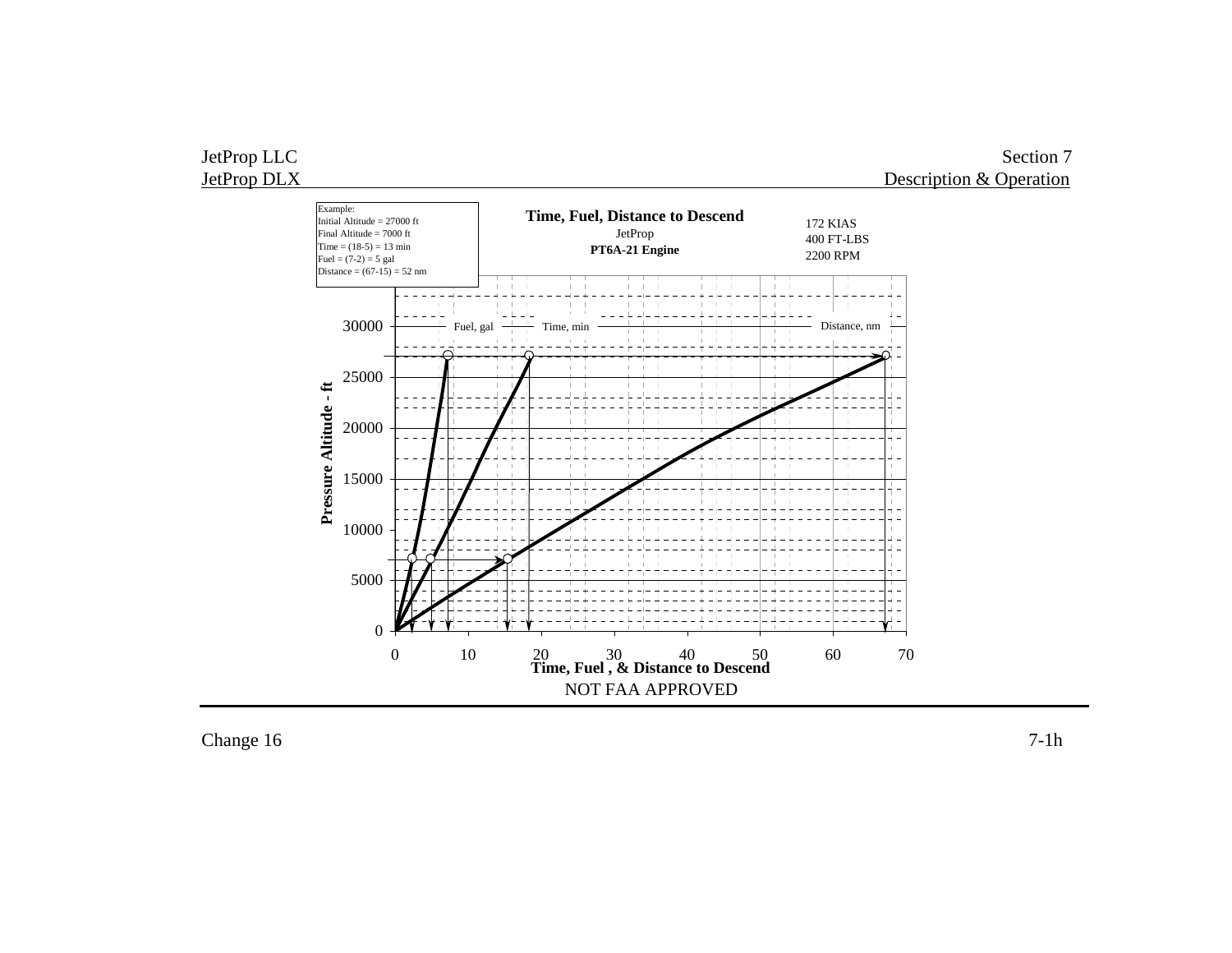**Time, Fuel, Distance to Descend**
JetProp
**PT6A-21 Engine**

172 KIAS
400 FT-LBS
2200 RPM

Example:
Initial Altitude = 27000 ft
Final Altitude = 7000 ft
Time = (18-5) = 13 min
Fuel = (7-2) = 5 gal
Distance = (67-15) = 52 nm

Fuel, gal — Time, min — Distance, nm

**Pressure Altitude - ft** (0, 5000, 10000, 15000, 20000, 25000, 30000)

**Time, Fuel , & Distance to Descend** (0, 10, 20, 30, 40, 50, 60, 70)

NOT FAA APPROVED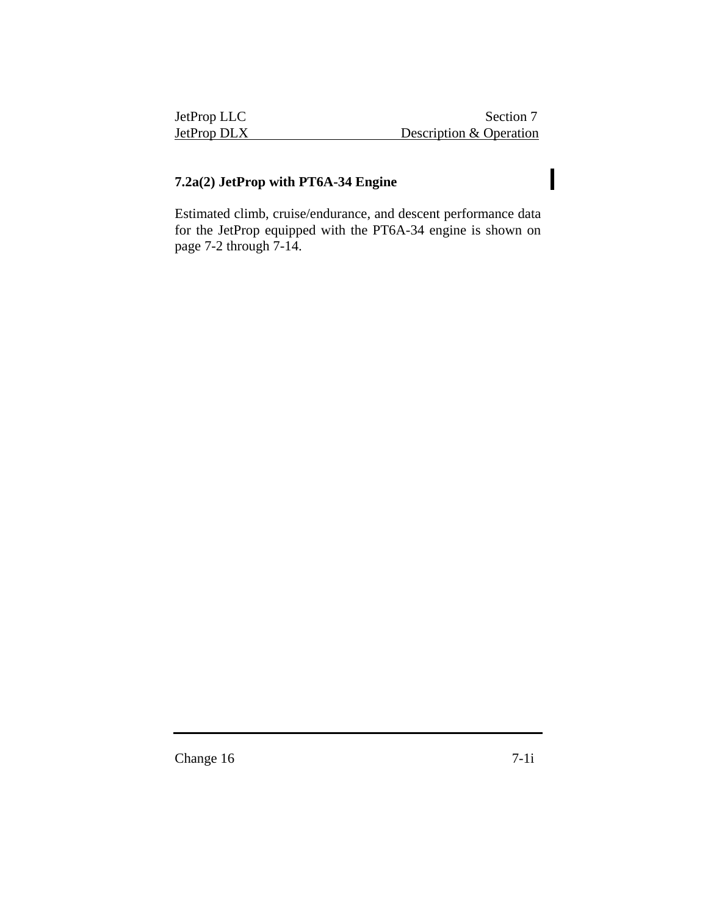### 7.2a(2) JetProp with PT6A-34 Engine

Estimated climb, cruise/endurance, and descent performance data for the JetProp equipped with the PT6A-34 engine is shown on page 7-2 through 7-14.